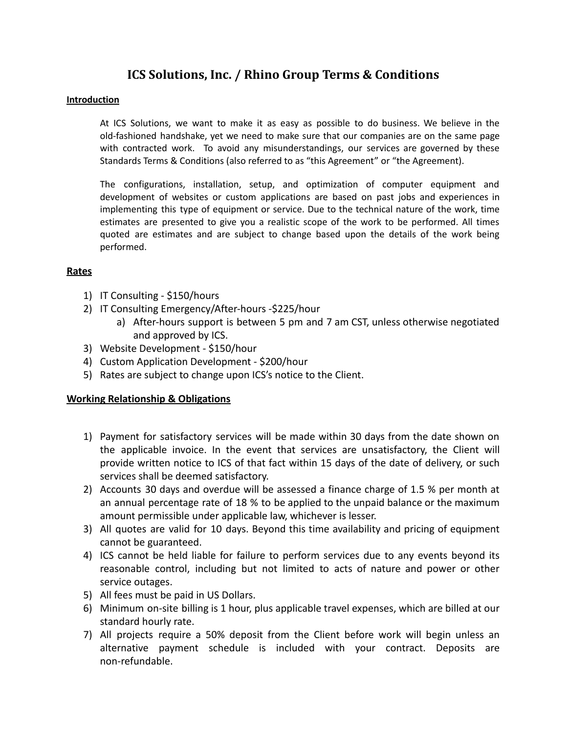# ICS Solutions, Inc. / Rhino Group Terms & Conditions

**Introduction**

At ICS Solutions, we want to make it as easy as possible to do business. We believe in the old-fashioned handshake, yet we need to make sure that our companies are on the same page with contracted work. To avoid any misunderstandings, our services are governed by these Standards Terms & Conditions (also referred to as "this Agreement" or "the Agreement).

The configurations, installation, setup, and optimization of computer equipment and development of websites or custom applications are based on past jobs and experiences in implementing this type of equipment or service. Due to the technical nature of the work, time estimates are presented to give you a realistic scope of the work to be performed. All times quoted are estimates and are subject to change based upon the details of the work being performed.

## Rates

1) IT Consulting - $150/hours
2) IT Consulting Emergency/After-hours -$225/hour
    a) After-hours support is between 5 pm and 7 am CST, unless otherwise negotiated and approved by ICS.
3) Website Development - $150/hour
4) Custom Application Development - $200/hour
5) Rates are subject to change upon ICS's notice to the Client.

## Working Relationship & Obligations

1) Payment for satisfactory services will be made within 30 days from the date shown on the applicable invoice. In the event that services are unsatisfactory, the Client will provide written notice to ICS of that fact within 15 days of the date of delivery, or such services shall be deemed satisfactory.
2) Accounts 30 days and overdue will be assessed a finance charge of 1.5 % per month at an annual percentage rate of 18 % to be applied to the unpaid balance or the maximum amount permissible under applicable law, whichever is lesser.
3) All quotes are valid for 10 days. Beyond this time availability and pricing of equipment cannot be guaranteed.
4) ICS cannot be held liable for failure to perform services due to any events beyond its reasonable control, including but not limited to acts of nature and power or other service outages.
5) All fees must be paid in US Dollars.
6) Minimum on-site billing is 1 hour, plus applicable travel expenses, which are billed at our standard hourly rate.
7) All projects require a 50% deposit from the Client before work will begin unless an alternative payment schedule is included with your contract. Deposits are non-refundable.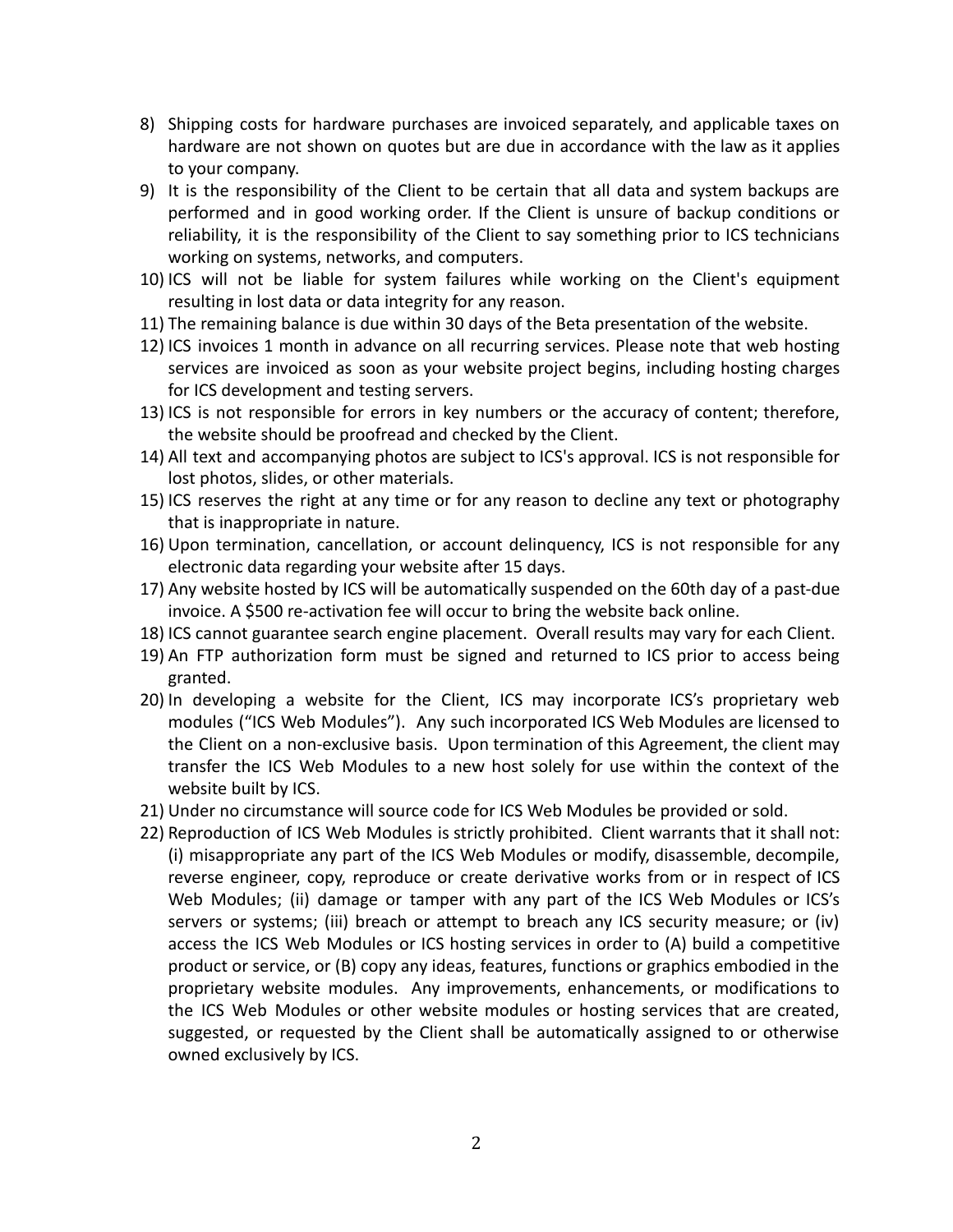8) Shipping costs for hardware purchases are invoiced separately, and applicable taxes on hardware are not shown on quotes but are due in accordance with the law as it applies to your company.
9) It is the responsibility of the Client to be certain that all data and system backups are performed and in good working order. If the Client is unsure of backup conditions or reliability, it is the responsibility of the Client to say something prior to ICS technicians working on systems, networks, and computers.
10) ICS will not be liable for system failures while working on the Client's equipment resulting in lost data or data integrity for any reason.
11) The remaining balance is due within 30 days of the Beta presentation of the website.
12) ICS invoices 1 month in advance on all recurring services. Please note that web hosting services are invoiced as soon as your website project begins, including hosting charges for ICS development and testing servers.
13) ICS is not responsible for errors in key numbers or the accuracy of content; therefore, the website should be proofread and checked by the Client.
14) All text and accompanying photos are subject to ICS's approval. ICS is not responsible for lost photos, slides, or other materials.
15) ICS reserves the right at any time or for any reason to decline any text or photography that is inappropriate in nature.
16) Upon termination, cancellation, or account delinquency, ICS is not responsible for any electronic data regarding your website after 15 days.
17) Any website hosted by ICS will be automatically suspended on the 60th day of a past-due invoice. A $500 re-activation fee will occur to bring the website back online.
18) ICS cannot guarantee search engine placement. Overall results may vary for each Client.
19) An FTP authorization form must be signed and returned to ICS prior to access being granted.
20) In developing a website for the Client, ICS may incorporate ICS's proprietary web modules ("ICS Web Modules"). Any such incorporated ICS Web Modules are licensed to the Client on a non-exclusive basis. Upon termination of this Agreement, the client may transfer the ICS Web Modules to a new host solely for use within the context of the website built by ICS.
21) Under no circumstance will source code for ICS Web Modules be provided or sold.
22) Reproduction of ICS Web Modules is strictly prohibited. Client warrants that it shall not: (i) misappropriate any part of the ICS Web Modules or modify, disassemble, decompile, reverse engineer, copy, reproduce or create derivative works from or in respect of ICS Web Modules; (ii) damage or tamper with any part of the ICS Web Modules or ICS's servers or systems; (iii) breach or attempt to breach any ICS security measure; or (iv) access the ICS Web Modules or ICS hosting services in order to (A) build a competitive product or service, or (B) copy any ideas, features, functions or graphics embodied in the proprietary website modules. Any improvements, enhancements, or modifications to the ICS Web Modules or other website modules or hosting services that are created, suggested, or requested by the Client shall be automatically assigned to or otherwise owned exclusively by ICS.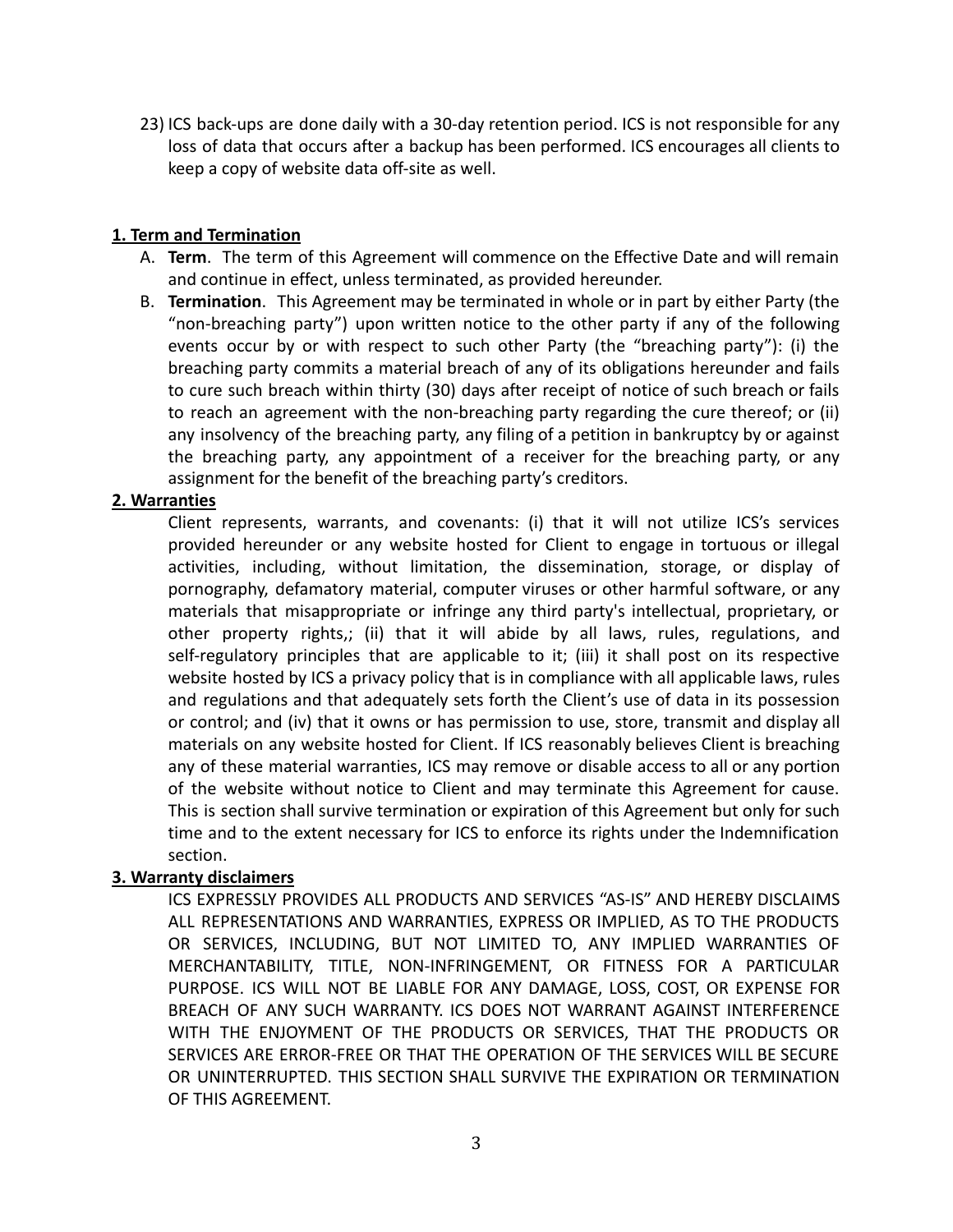23) ICS back-ups are done daily with a 30-day retention period. ICS is not responsible for any loss of data that occurs after a backup has been performed. ICS encourages all clients to keep a copy of website data off-site as well.

**1. Term and Termination**

A. **Term**. The term of this Agreement will commence on the Effective Date and will remain and continue in effect, unless terminated, as provided hereunder.

B. **Termination**. This Agreement may be terminated in whole or in part by either Party (the "non-breaching party") upon written notice to the other party if any of the following events occur by or with respect to such other Party (the "breaching party"): (i) the breaching party commits a material breach of any of its obligations hereunder and fails to cure such breach within thirty (30) days after receipt of notice of such breach or fails to reach an agreement with the non-breaching party regarding the cure thereof; or (ii) any insolvency of the breaching party, any filing of a petition in bankruptcy by or against the breaching party, any appointment of a receiver for the breaching party, or any assignment for the benefit of the breaching party's creditors.

**2. Warranties**

Client represents, warrants, and covenants: (i) that it will not utilize ICS's services provided hereunder or any website hosted for Client to engage in tortuous or illegal activities, including, without limitation, the dissemination, storage, or display of pornography, defamatory material, computer viruses or other harmful software, or any materials that misappropriate or infringe any third party's intellectual, proprietary, or other property rights,; (ii) that it will abide by all laws, rules, regulations, and self-regulatory principles that are applicable to it; (iii) it shall post on its respective website hosted by ICS a privacy policy that is in compliance with all applicable laws, rules and regulations and that adequately sets forth the Client's use of data in its possession or control; and (iv) that it owns or has permission to use, store, transmit and display all materials on any website hosted for Client. If ICS reasonably believes Client is breaching any of these material warranties, ICS may remove or disable access to all or any portion of the website without notice to Client and may terminate this Agreement for cause. This is section shall survive termination or expiration of this Agreement but only for such time and to the extent necessary for ICS to enforce its rights under the Indemnification section.

**3. Warranty disclaimers**

ICS EXPRESSLY PROVIDES ALL PRODUCTS AND SERVICES "AS-IS" AND HEREBY DISCLAIMS ALL REPRESENTATIONS AND WARRANTIES, EXPRESS OR IMPLIED, AS TO THE PRODUCTS OR SERVICES, INCLUDING, BUT NOT LIMITED TO, ANY IMPLIED WARRANTIES OF MERCHANTABILITY, TITLE, NON-INFRINGEMENT, OR FITNESS FOR A PARTICULAR PURPOSE. ICS WILL NOT BE LIABLE FOR ANY DAMAGE, LOSS, COST, OR EXPENSE FOR BREACH OF ANY SUCH WARRANTY. ICS DOES NOT WARRANT AGAINST INTERFERENCE WITH THE ENJOYMENT OF THE PRODUCTS OR SERVICES, THAT THE PRODUCTS OR SERVICES ARE ERROR-FREE OR THAT THE OPERATION OF THE SERVICES WILL BE SECURE OR UNINTERRUPTED. THIS SECTION SHALL SURVIVE THE EXPIRATION OR TERMINATION OF THIS AGREEMENT.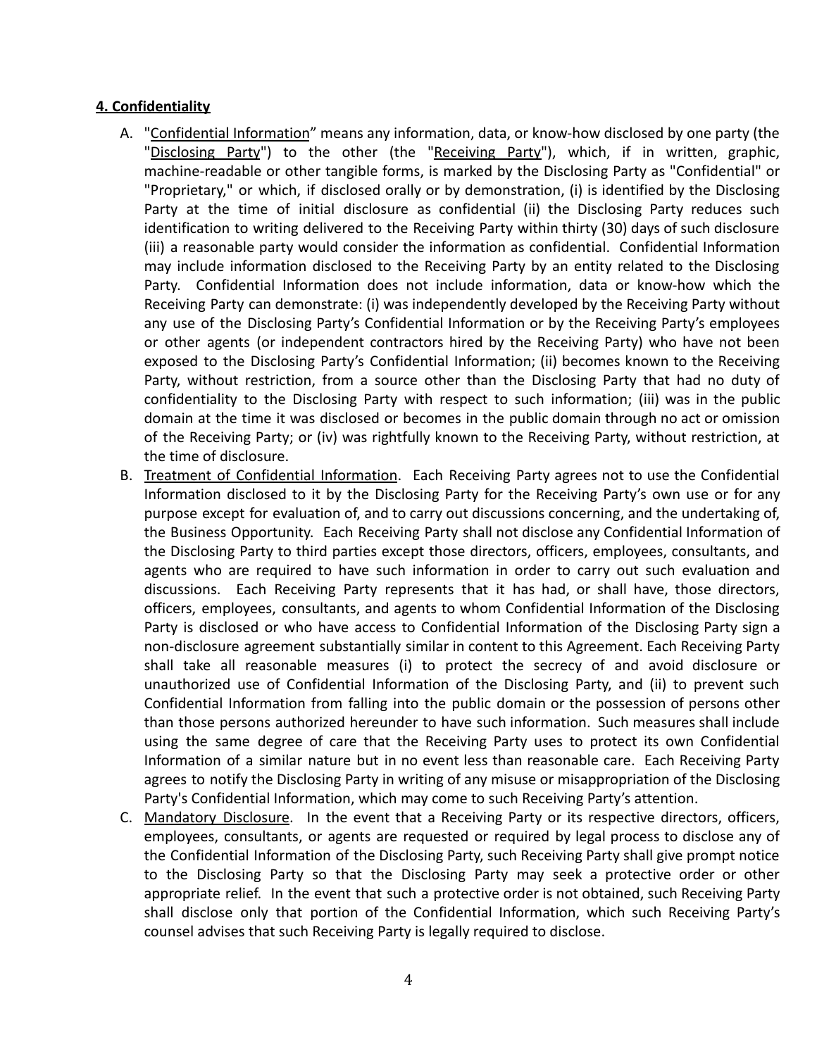**4. Confidentiality**

A. "<u>Confidential Information</u>" means any information, data, or know-how disclosed by one party (the "<u>Disclosing Party</u>") to the other (the "<u>Receiving Party</u>"), which, if in written, graphic, machine-readable or other tangible forms, is marked by the Disclosing Party as "Confidential" or "Proprietary," or which, if disclosed orally or by demonstration, (i) is identified by the Disclosing Party at the time of initial disclosure as confidential (ii) the Disclosing Party reduces such identification to writing delivered to the Receiving Party within thirty (30) days of such disclosure (iii) a reasonable party would consider the information as confidential. Confidential Information may include information disclosed to the Receiving Party by an entity related to the Disclosing Party. Confidential Information does not include information, data or know-how which the Receiving Party can demonstrate: (i) was independently developed by the Receiving Party without any use of the Disclosing Party's Confidential Information or by the Receiving Party's employees or other agents (or independent contractors hired by the Receiving Party) who have not been exposed to the Disclosing Party's Confidential Information; (ii) becomes known to the Receiving Party, without restriction, from a source other than the Disclosing Party that had no duty of confidentiality to the Disclosing Party with respect to such information; (iii) was in the public domain at the time it was disclosed or becomes in the public domain through no act or omission of the Receiving Party; or (iv) was rightfully known to the Receiving Party, without restriction, at the time of disclosure.

B. <u>Treatment of Confidential Information</u>. Each Receiving Party agrees not to use the Confidential Information disclosed to it by the Disclosing Party for the Receiving Party's own use or for any purpose except for evaluation of, and to carry out discussions concerning, and the undertaking of, the Business Opportunity. Each Receiving Party shall not disclose any Confidential Information of the Disclosing Party to third parties except those directors, officers, employees, consultants, and agents who are required to have such information in order to carry out such evaluation and discussions. Each Receiving Party represents that it has had, or shall have, those directors, officers, employees, consultants, and agents to whom Confidential Information of the Disclosing Party is disclosed or who have access to Confidential Information of the Disclosing Party sign a non-disclosure agreement substantially similar in content to this Agreement. Each Receiving Party shall take all reasonable measures (i) to protect the secrecy of and avoid disclosure or unauthorized use of Confidential Information of the Disclosing Party, and (ii) to prevent such Confidential Information from falling into the public domain or the possession of persons other than those persons authorized hereunder to have such information. Such measures shall include using the same degree of care that the Receiving Party uses to protect its own Confidential Information of a similar nature but in no event less than reasonable care. Each Receiving Party agrees to notify the Disclosing Party in writing of any misuse or misappropriation of the Disclosing Party's Confidential Information, which may come to such Receiving Party's attention.

C. <u>Mandatory Disclosure</u>. In the event that a Receiving Party or its respective directors, officers, employees, consultants, or agents are requested or required by legal process to disclose any of the Confidential Information of the Disclosing Party, such Receiving Party shall give prompt notice to the Disclosing Party so that the Disclosing Party may seek a protective order or other appropriate relief. In the event that such a protective order is not obtained, such Receiving Party shall disclose only that portion of the Confidential Information, which such Receiving Party's counsel advises that such Receiving Party is legally required to disclose.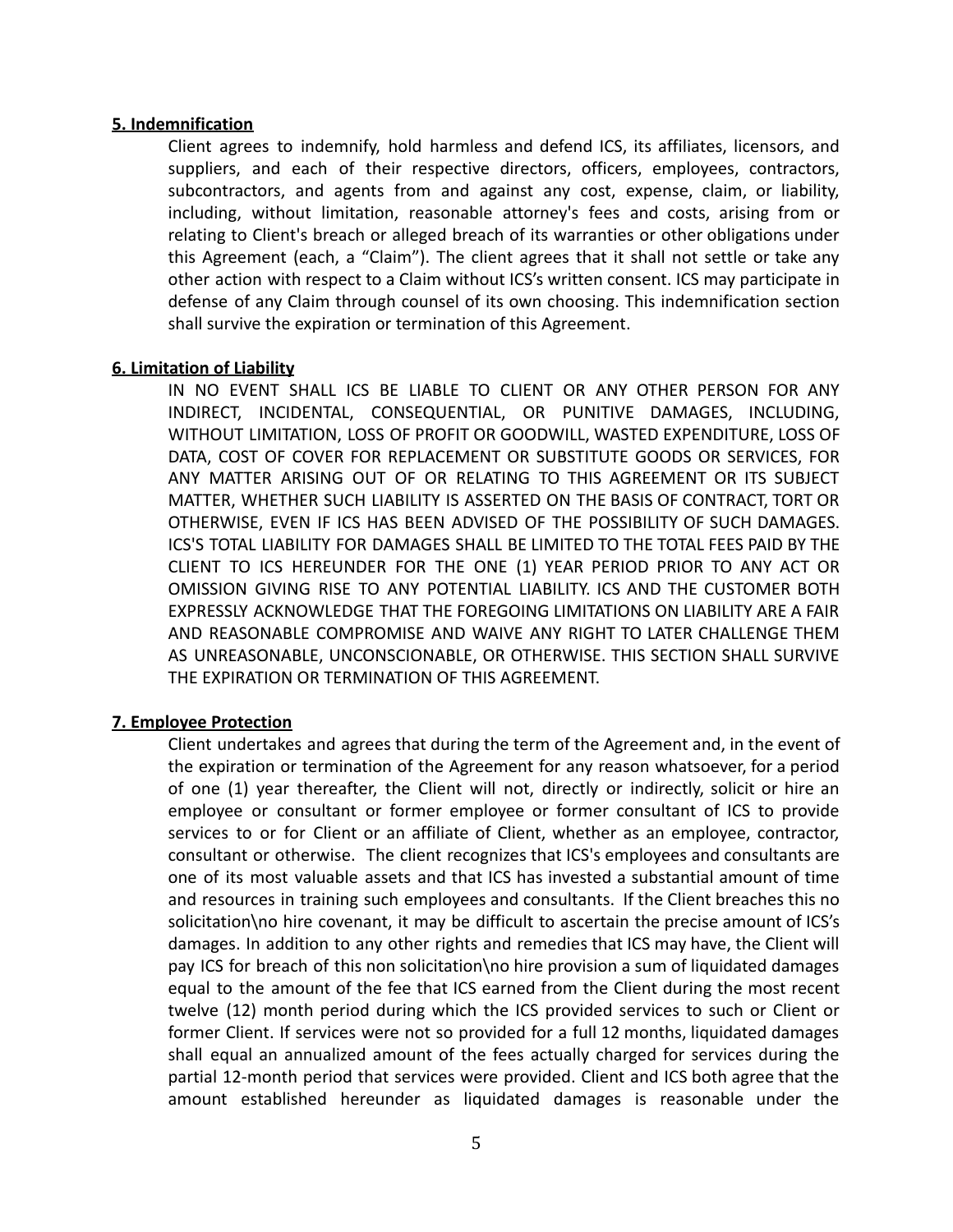**5. Indemnification**

Client agrees to indemnify, hold harmless and defend ICS, its affiliates, licensors, and suppliers, and each of their respective directors, officers, employees, contractors, subcontractors, and agents from and against any cost, expense, claim, or liability, including, without limitation, reasonable attorney's fees and costs, arising from or relating to Client's breach or alleged breach of its warranties or other obligations under this Agreement (each, a "Claim"). The client agrees that it shall not settle or take any other action with respect to a Claim without ICS's written consent. ICS may participate in defense of any Claim through counsel of its own choosing. This indemnification section shall survive the expiration or termination of this Agreement.

**6. Limitation of Liability**

IN NO EVENT SHALL ICS BE LIABLE TO CLIENT OR ANY OTHER PERSON FOR ANY INDIRECT, INCIDENTAL, CONSEQUENTIAL, OR PUNITIVE DAMAGES, INCLUDING, WITHOUT LIMITATION, LOSS OF PROFIT OR GOODWILL, WASTED EXPENDITURE, LOSS OF DATA, COST OF COVER FOR REPLACEMENT OR SUBSTITUTE GOODS OR SERVICES, FOR ANY MATTER ARISING OUT OF OR RELATING TO THIS AGREEMENT OR ITS SUBJECT MATTER, WHETHER SUCH LIABILITY IS ASSERTED ON THE BASIS OF CONTRACT, TORT OR OTHERWISE, EVEN IF ICS HAS BEEN ADVISED OF THE POSSIBILITY OF SUCH DAMAGES. ICS'S TOTAL LIABILITY FOR DAMAGES SHALL BE LIMITED TO THE TOTAL FEES PAID BY THE CLIENT TO ICS HEREUNDER FOR THE ONE (1) YEAR PERIOD PRIOR TO ANY ACT OR OMISSION GIVING RISE TO ANY POTENTIAL LIABILITY. ICS AND THE CUSTOMER BOTH EXPRESSLY ACKNOWLEDGE THAT THE FOREGOING LIMITATIONS ON LIABILITY ARE A FAIR AND REASONABLE COMPROMISE AND WAIVE ANY RIGHT TO LATER CHALLENGE THEM AS UNREASONABLE, UNCONSCIONABLE, OR OTHERWISE. THIS SECTION SHALL SURVIVE THE EXPIRATION OR TERMINATION OF THIS AGREEMENT.

**7. Employee Protection**

Client undertakes and agrees that during the term of the Agreement and, in the event of the expiration or termination of the Agreement for any reason whatsoever, for a period of one (1) year thereafter, the Client will not, directly or indirectly, solicit or hire an employee or consultant or former employee or former consultant of ICS to provide services to or for Client or an affiliate of Client, whether as an employee, contractor, consultant or otherwise. The client recognizes that ICS's employees and consultants are one of its most valuable assets and that ICS has invested a substantial amount of time and resources in training such employees and consultants. If the Client breaches this no solicitation\no hire covenant, it may be difficult to ascertain the precise amount of ICS's damages. In addition to any other rights and remedies that ICS may have, the Client will pay ICS for breach of this non solicitation\no hire provision a sum of liquidated damages equal to the amount of the fee that ICS earned from the Client during the most recent twelve (12) month period during which the ICS provided services to such or Client or former Client. If services were not so provided for a full 12 months, liquidated damages shall equal an annualized amount of the fees actually charged for services during the partial 12-month period that services were provided. Client and ICS both agree that the amount established hereunder as liquidated damages is reasonable under the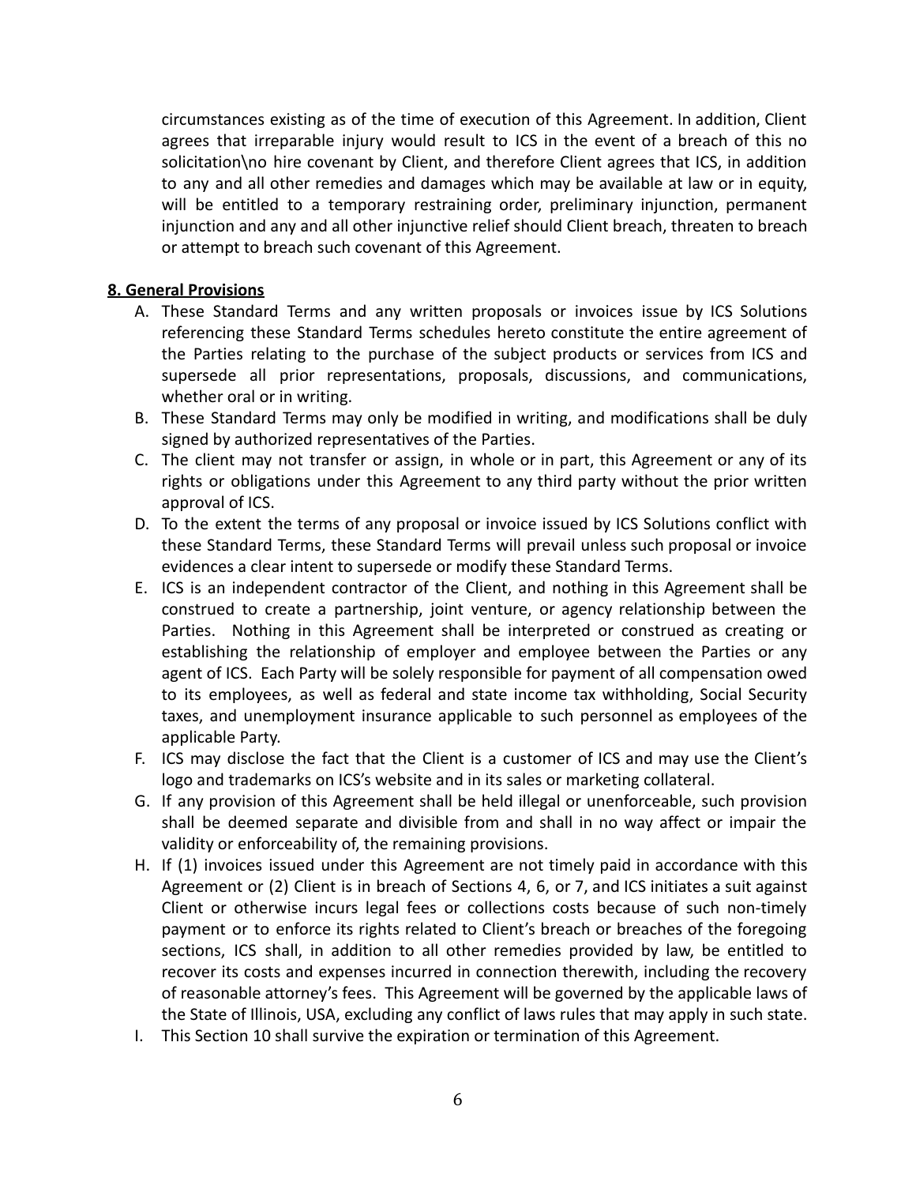circumstances existing as of the time of execution of this Agreement. In addition, Client agrees that irreparable injury would result to ICS in the event of a breach of this no solicitation\no hire covenant by Client, and therefore Client agrees that ICS, in addition to any and all other remedies and damages which may be available at law or in equity, will be entitled to a temporary restraining order, preliminary injunction, permanent injunction and any and all other injunctive relief should Client breach, threaten to breach or attempt to breach such covenant of this Agreement.

**8. General Provisions**

A. These Standard Terms and any written proposals or invoices issue by ICS Solutions referencing these Standard Terms schedules hereto constitute the entire agreement of the Parties relating to the purchase of the subject products or services from ICS and supersede all prior representations, proposals, discussions, and communications, whether oral or in writing.

B. These Standard Terms may only be modified in writing, and modifications shall be duly signed by authorized representatives of the Parties.

C. The client may not transfer or assign, in whole or in part, this Agreement or any of its rights or obligations under this Agreement to any third party without the prior written approval of ICS.

D. To the extent the terms of any proposal or invoice issued by ICS Solutions conflict with these Standard Terms, these Standard Terms will prevail unless such proposal or invoice evidences a clear intent to supersede or modify these Standard Terms.

E. ICS is an independent contractor of the Client, and nothing in this Agreement shall be construed to create a partnership, joint venture, or agency relationship between the Parties. Nothing in this Agreement shall be interpreted or construed as creating or establishing the relationship of employer and employee between the Parties or any agent of ICS. Each Party will be solely responsible for payment of all compensation owed to its employees, as well as federal and state income tax withholding, Social Security taxes, and unemployment insurance applicable to such personnel as employees of the applicable Party.

F. ICS may disclose the fact that the Client is a customer of ICS and may use the Client's logo and trademarks on ICS's website and in its sales or marketing collateral.

G. If any provision of this Agreement shall be held illegal or unenforceable, such provision shall be deemed separate and divisible from and shall in no way affect or impair the validity or enforceability of, the remaining provisions.

H. If (1) invoices issued under this Agreement are not timely paid in accordance with this Agreement or (2) Client is in breach of Sections 4, 6, or 7, and ICS initiates a suit against Client or otherwise incurs legal fees or collections costs because of such non-timely payment or to enforce its rights related to Client's breach or breaches of the foregoing sections, ICS shall, in addition to all other remedies provided by law, be entitled to recover its costs and expenses incurred in connection therewith, including the recovery of reasonable attorney's fees. This Agreement will be governed by the applicable laws of the State of Illinois, USA, excluding any conflict of laws rules that may apply in such state.

I. This Section 10 shall survive the expiration or termination of this Agreement.